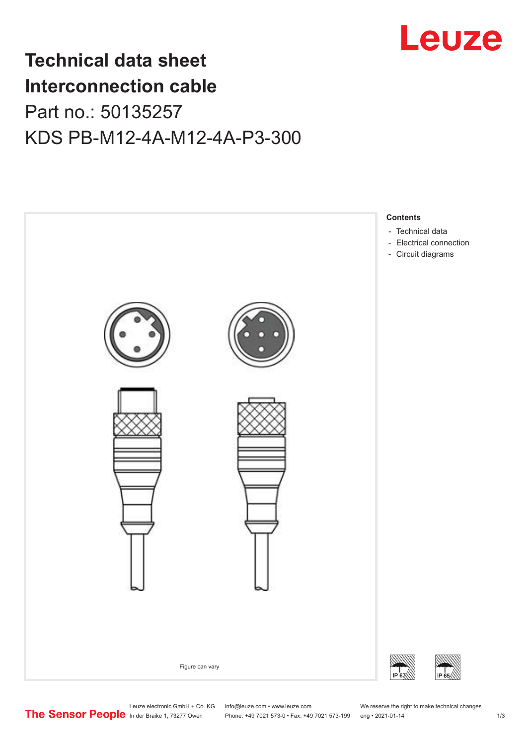# Technical data sheet
# Interconnection cable

## Part no.: 50135257

## KDS PB-M12-4A-M12-4A-P3-300

Figure can vary

**Contents**

- Technical data
- Electrical connection
- Circuit diagrams

IP 67

IP 65

Leuze electronic GmbH + Co. KG
In der Braike 1, 73277 Owen

info@leuze.com • www.leuze.com
Phone: +49 7021 573-0 • Fax: +49 7021 573-199

We reserve the right to make technical changes
eng • 2021-01-14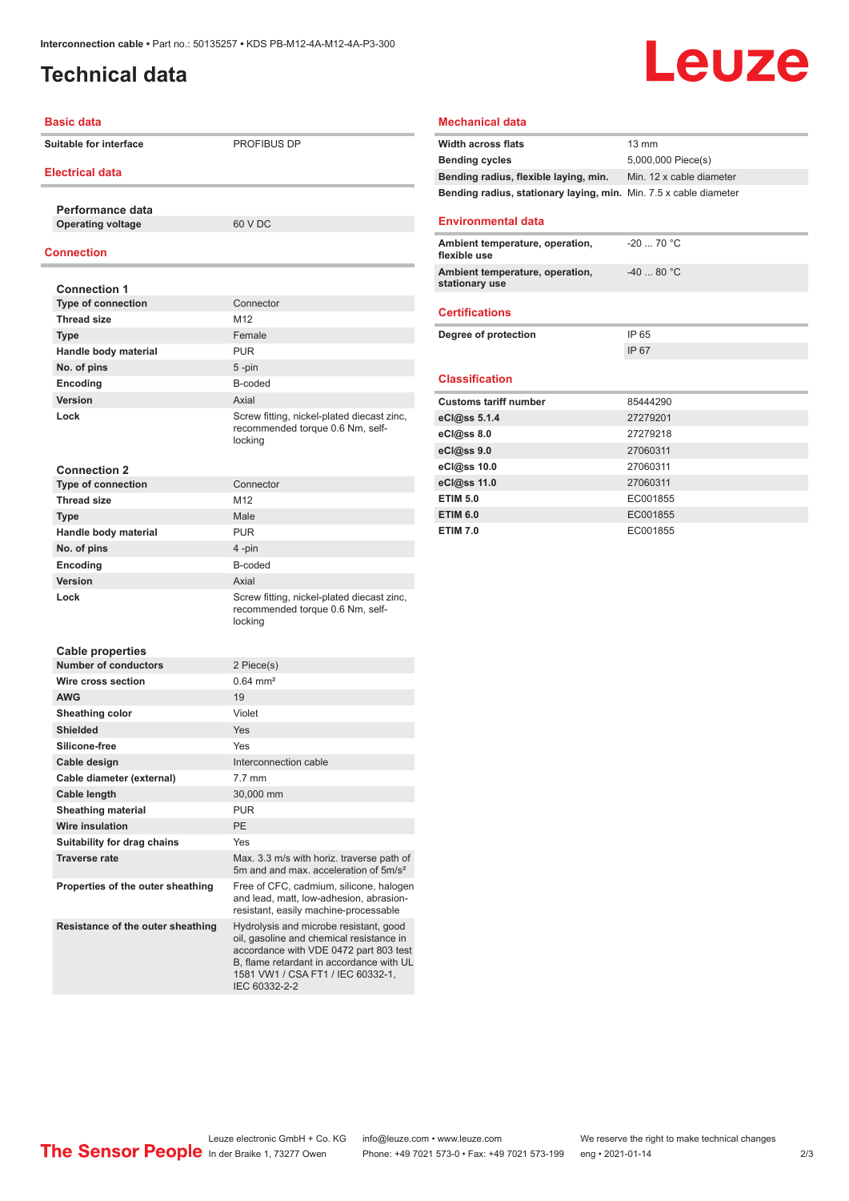# Technical data

## Basic data

| | |
|---|---|
| Suitable for interface | PROFIBUS DP |

## Electrical data

### Performance data

| | |
|---|---|
| Operating voltage | 60 V DC |

## Connection

### Connection 1

| | |
|---|---|
| Type of connection | Connector |
| Thread size | M12 |
| Type | Female |
| Handle body material | PUR |
| No. of pins | 5 -pin |
| Encoding | B-coded |
| Version | Axial |
| Lock | Screw fitting, nickel-plated diecast zinc, recommended torque 0.6 Nm, self-locking |

### Connection 2

| | |
|---|---|
| Type of connection | Connector |
| Thread size | M12 |
| Type | Male |
| Handle body material | PUR |
| No. of pins | 4 -pin |
| Encoding | B-coded |
| Version | Axial |
| Lock | Screw fitting, nickel-plated diecast zinc, recommended torque 0.6 Nm, self-locking |

### Cable properties

| | |
|---|---|
| Number of conductors | 2 Piece(s) |
| Wire cross section | 0.64 mm² |
| AWG | 19 |
| Sheathing color | Violet |
| Shielded | Yes |
| Silicone-free | Yes |
| Cable design | Interconnection cable |
| Cable diameter (external) | 7.7 mm |
| Cable length | 30,000 mm |
| Sheathing material | PUR |
| Wire insulation | PE |
| Suitability for drag chains | Yes |
| Traverse rate | Max. 3.3 m/s with horiz. traverse path of 5m and and max. acceleration of 5m/s² |
| Properties of the outer sheathing | Free of CFC, cadmium, silicone, halogen and lead, matt, low-adhesion, abrasion-resistant, easily machine-processable |
| Resistance of the outer sheathing | Hydrolysis and microbe resistant, good oil, gasoline and chemical resistance in accordance with VDE 0472 part 803 test B, flame retardant in accordance with UL 1581 VW1 / CSA FT1 / IEC 60332-1, IEC 60332-2-2 |

## Mechanical data

| | |
|---|---|
| Width across flats | 13 mm |
| Bending cycles | 5,000,000 Piece(s) |
| Bending radius, flexible laying, min. | Min. 12 x cable diameter |
| Bending radius, stationary laying, min. | Min. 7.5 x cable diameter |

## Environmental data

| | |
|---|---|
| Ambient temperature, operation, flexible use | -20 ... 70 °C |
| Ambient temperature, operation, stationary use | -40 ... 80 °C |

## Certifications

| | |
|---|---|
| Degree of protection | IP 65 |
| | IP 67 |

## Classification

| | |
|---|---|
| Customs tariff number | 85444290 |
| eCl@ss 5.1.4 | 27279201 |
| eCl@ss 8.0 | 27279218 |
| eCl@ss 9.0 | 27060311 |
| eCl@ss 10.0 | 27060311 |
| eCl@ss 11.0 | 27060311 |
| ETIM 5.0 | EC001855 |
| ETIM 6.0 | EC001855 |
| ETIM 7.0 | EC001855 |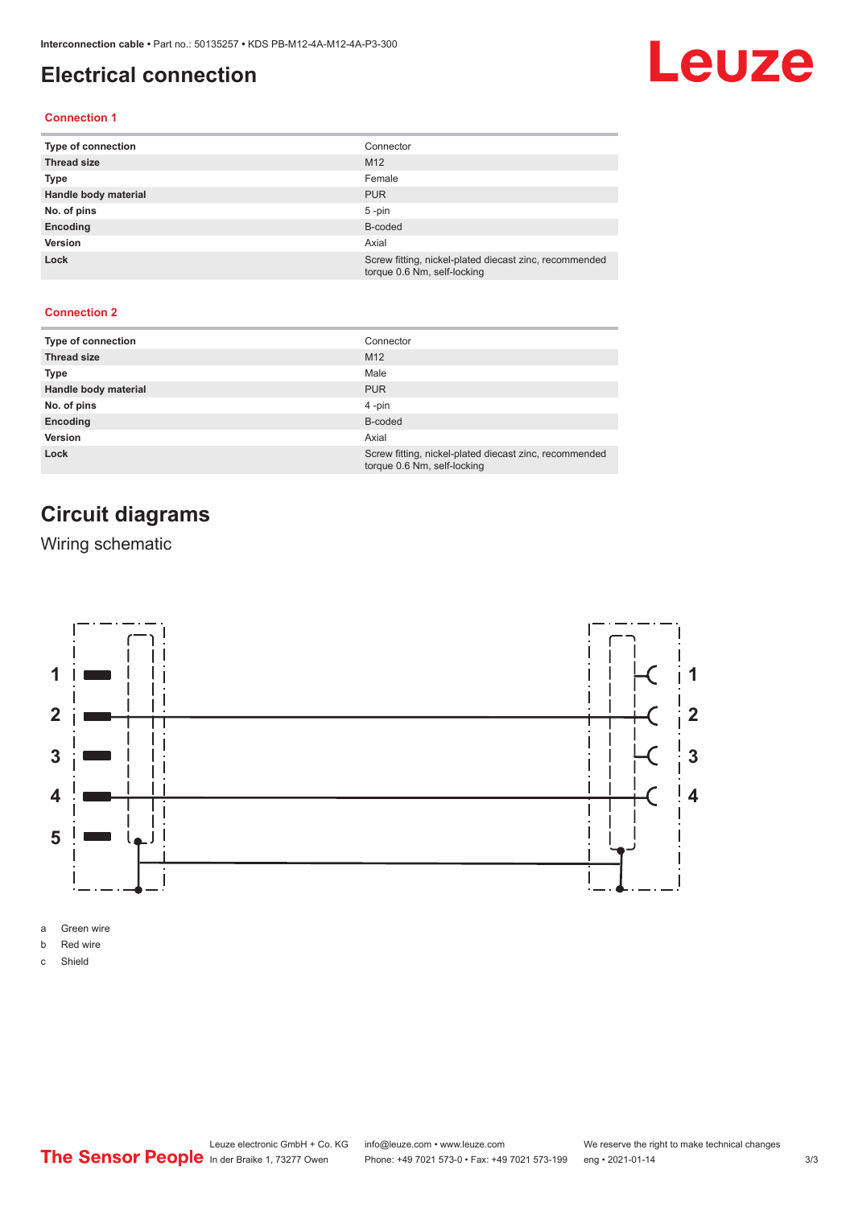# Electrical connection

### Connection 1

| | |
|---|---|
| **Type of connection** | Connector |
| **Thread size** | M12 |
| **Type** | Female |
| **Handle body material** | PUR |
| **No. of pins** | 5 -pin |
| **Encoding** | B-coded |
| **Version** | Axial |
| **Lock** | Screw fitting, nickel-plated diecast zinc, recommended torque 0.6 Nm, self-locking |

### Connection 2

| | |
|---|---|
| **Type of connection** | Connector |
| **Thread size** | M12 |
| **Type** | Male |
| **Handle body material** | PUR |
| **No. of pins** | 4 -pin |
| **Encoding** | B-coded |
| **Version** | Axial |
| **Lock** | Screw fitting, nickel-plated diecast zinc, recommended torque 0.6 Nm, self-locking |

# Circuit diagrams

## Wiring schematic

1
2
3
4
5

1
2
3
4

a Green wire
b Red wire
c Shield